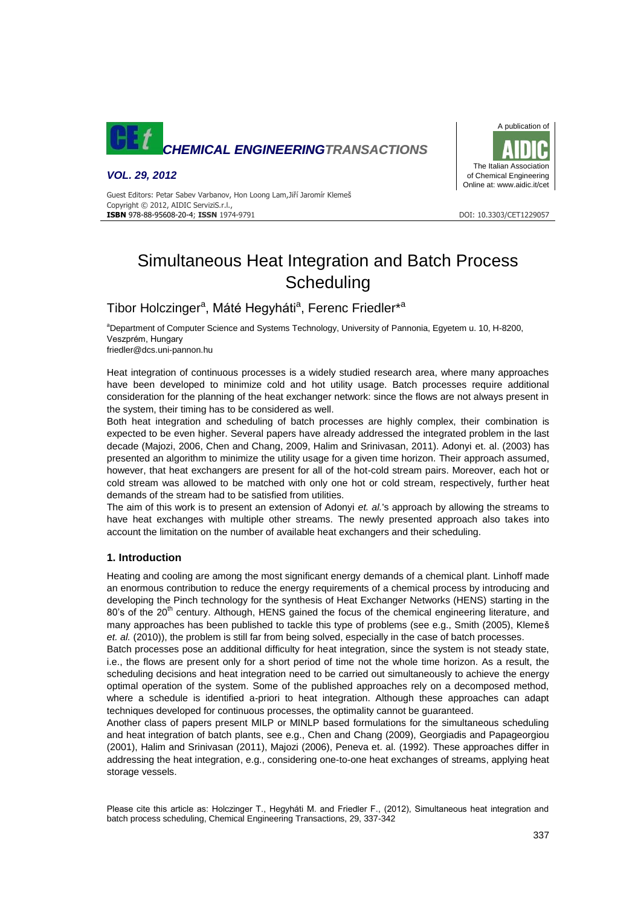# Simultaneous Heat Integration and Batch Process Scheduling

Tibor Holczinger[a], Máté Hegyháti[a], Ferenc Friedler*[a]

[a]Department of Computer Science and Systems Technology, University of Pannonia, Egyetem u. 10, H-8200, Veszprém, Hungary
friedler@dcs.uni-pannon.hu

Heat integration of continuous processes is a widely studied research area, where many approaches have been developed to minimize cold and hot utility usage. Batch processes require additional consideration for the planning of the heat exchanger network: since the flows are not always present in the system, their timing has to be considered as well.

Both heat integration and scheduling of batch processes are highly complex, their combination is expected to be even higher. Several papers have already addressed the integrated problem in the last decade (Majozi, 2006, Chen and Chang, 2009, Halim and Srinivasan, 2011). Adonyi et. al. (2003) has presented an algorithm to minimize the utility usage for a given time horizon. Their approach assumed, however, that heat exchangers are present for all of the hot-cold stream pairs. Moreover, each hot or cold stream was allowed to be matched with only one hot or cold stream, respectively, further heat demands of the stream had to be satisfied from utilities.

The aim of this work is to present an extension of Adonyi *et. al.*'s approach by allowing the streams to have heat exchanges with multiple other streams. The newly presented approach also takes into account the limitation on the number of available heat exchangers and their scheduling.

## 1. Introduction

Heating and cooling are among the most significant energy demands of a chemical plant. Linhoff made an enormous contribution to reduce the energy requirements of a chemical process by introducing and developing the Pinch technology for the synthesis of Heat Exchanger Networks (HENS) starting in the 80's of the 20$^{th}$ century. Although, HENS gained the focus of the chemical engineering literature, and many approaches has been published to tackle this type of problems (see e.g., Smith (2005), Klemeš *et. al.* (2010)), the problem is still far from being solved, especially in the case of batch processes.

Batch processes pose an additional difficulty for heat integration, since the system is not steady state, i.e., the flows are present only for a short period of time not the whole time horizon. As a result, the scheduling decisions and heat integration need to be carried out simultaneously to achieve the energy optimal operation of the system. Some of the published approaches rely on a decomposed method, where a schedule is identified a-priori to heat integration. Although these approaches can adapt techniques developed for continuous processes, the optimality cannot be guaranteed.

Another class of papers present MILP or MINLP based formulations for the simultaneous scheduling and heat integration of batch plants, see e.g., Chen and Chang (2009), Georgiadis and Papageorgiou (2001), Halim and Srinivasan (2011), Majozi (2006), Peneva et. al. (1992). These approaches differ in addressing the heat integration, e.g., considering one-to-one heat exchanges of streams, applying heat storage vessels.

Please cite this article as: Holczinger T., Hegyháti M. and Friedler F., (2012), Simultaneous heat integration and batch process scheduling, Chemical Engineering Transactions, 29, 337-342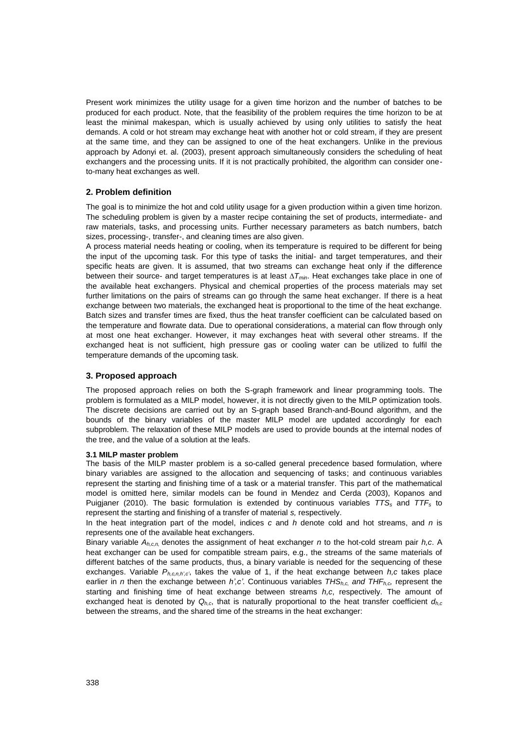Present work minimizes the utility usage for a given time horizon and the number of batches to be produced for each product. Note, that the feasibility of the problem requires the time horizon to be at least the minimal makespan, which is usually achieved by using only utilities to satisfy the heat demands. A cold or hot stream may exchange heat with another hot or cold stream, if they are present at the same time, and they can be assigned to one of the heat exchangers. Unlike in the previous approach by Adonyi et. al. (2003), present approach simultaneously considers the scheduling of heat exchangers and the processing units. If it is not practically prohibited, the algorithm can consider one-to-many heat exchanges as well.

## 2. Problem definition

The goal is to minimize the hot and cold utility usage for a given production within a given time horizon. The scheduling problem is given by a master recipe containing the set of products, intermediate- and raw materials, tasks, and processing units. Further necessary parameters as batch numbers, batch sizes, processing-, transfer-, and cleaning times are also given.

A process material needs heating or cooling, when its temperature is required to be different for being the input of the upcoming task. For this type of tasks the initial- and target temperatures, and their specific heats are given. It is assumed, that two streams can exchange heat only if the difference between their source- and target temperatures is at least $\Delta T_{min}$. Heat exchanges take place in one of the available heat exchangers. Physical and chemical properties of the process materials may set further limitations on the pairs of streams can go through the same heat exchanger. If there is a heat exchange between two materials, the exchanged heat is proportional to the time of the heat exchange. Batch sizes and transfer times are fixed, thus the heat transfer coefficient can be calculated based on the temperature and flowrate data. Due to operational considerations, a material can flow through only at most one heat exchanger. However, it may exchanges heat with several other streams. If the exchanged heat is not sufficient, high pressure gas or cooling water can be utilized to fulfil the temperature demands of the upcoming task.

## 3. Proposed approach

The proposed approach relies on both the S-graph framework and linear programming tools. The problem is formulated as a MILP model, however, it is not directly given to the MILP optimization tools. The discrete decisions are carried out by an S-graph based Branch-and-Bound algorithm, and the bounds of the binary variables of the master MILP model are updated accordingly for each subproblem. The relaxation of these MILP models are used to provide bounds at the internal nodes of the tree, and the value of a solution at the leafs.

### 3.1 MILP master problem

The basis of the MILP master problem is a so-called general precedence based formulation, where binary variables are assigned to the allocation and sequencing of tasks; and continuous variables represent the starting and finishing time of a task or a material transfer. This part of the mathematical model is omitted here, similar models can be found in Mendez and Cerda (2003), Kopanos and Puigjaner (2010). The basic formulation is extended by continuous variables $TTS_s$ and $TTF_s$ to represent the starting and finishing of a transfer of material *s,* respectively.

In the heat integration part of the model, indices *c* and *h* denote cold and hot streams, and *n* is represents one of the available heat exchangers.

Binary variable $A_{h,c,n,}$ denotes the assignment of heat exchanger *n* to the hot-cold stream pair *h,c*. A heat exchanger can be used for compatible stream pairs, e.g., the streams of the same materials of different batches of the same products, thus, a binary variable is needed for the sequencing of these exchanges. Variable $P_{h,c,n,h',c'}$, takes the value of 1, if the heat exchange between *h,c* takes place earlier in *n* then the exchange between *h',c'*. Continuous variables $THS_{h,c,}$ *and* $THF_{h,c}$, represent the starting and finishing time of heat exchange between streams *h,c*, respectively. The amount of exchanged heat is denoted by $Q_{h,c}$, that is naturally proportional to the heat transfer coefficient $d_{h,c}$ between the streams, and the shared time of the streams in the heat exchanger: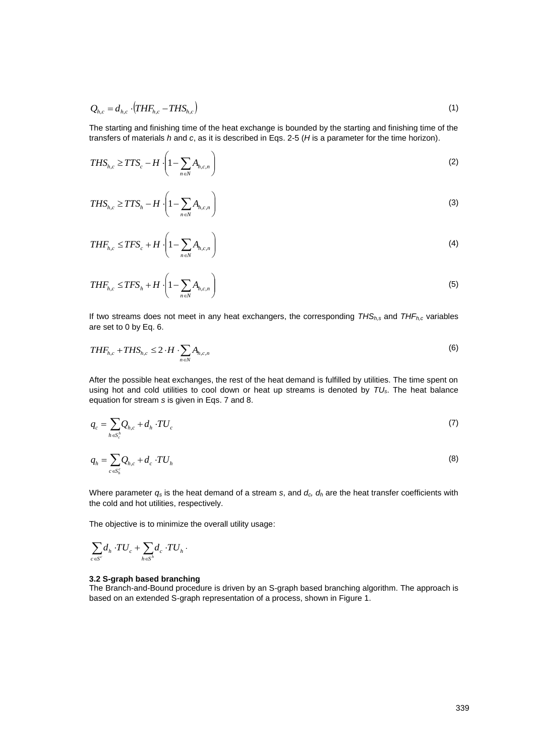$$Q_{h,c} = d_{h,c} \cdot \left(THF_{h,c} - THS_{h,c}\right) \tag{1}$$

The starting and finishing time of the heat exchange is bounded by the starting and finishing time of the transfers of materials *h* and *c*, as it is described in Eqs. 2-5 (*H* is a parameter for the time horizon).

$$THS_{h,c} \geq TTS_{c} - H \cdot \left(1 - \sum_{n \in N} A_{h,c,n}\right) \tag{2}$$

$$THS_{h,c} \geq TTS_{h} - H \cdot \left(1 - \sum_{n \in N} A_{h,c,n}\right) \tag{3}$$

$$THF_{h,c} \leq TFS_{c} + H \cdot \left(1 - \sum_{n \in N} A_{h,c,n}\right) \tag{4}$$

$$THF_{h,c} \leq TFS_{h} + H \cdot \left(1 - \sum_{n \in N} A_{h,c,n}\right) \tag{5}$$

If two streams does not meet in any heat exchangers, the corresponding $THS_{h,s}$ and $THF_{h,c}$ variables are set to 0 by Eq. 6.

$$THF_{h,c} + THS_{h,c} \leq 2 \cdot H \cdot \sum_{n \in N} A_{h,c,n} \tag{6}$$

After the possible heat exchanges, the rest of the heat demand is fulfilled by utilities. The time spent on using hot and cold utilities to cool down or heat up streams is denoted by $TU_s$. The heat balance equation for stream *s* is given in Eqs. 7 and 8.

$$q_{c} = \sum_{h \in S_c^h} Q_{h,c} + d_{h} \cdot TU_{c} \tag{7}$$

$$q_{h} = \sum_{c \in S_h^c} Q_{h,c} + d_{c} \cdot TU_{h} \tag{8}$$

Where parameter $q_s$ is the heat demand of a stream *s*, and $d_c$, $d_h$ are the heat transfer coefficients with the cold and hot utilities, respectively.

The objective is to minimize the overall utility usage:

$$\sum_{c \in S^c} d_{h} \cdot TU_{c} + \sum_{h \in S^h} d_{c} \cdot TU_{h} \cdot$$

### 3.2 S-graph based branching

The Branch-and-Bound procedure is driven by an S-graph based branching algorithm. The approach is based on an extended S-graph representation of a process, shown in Figure 1.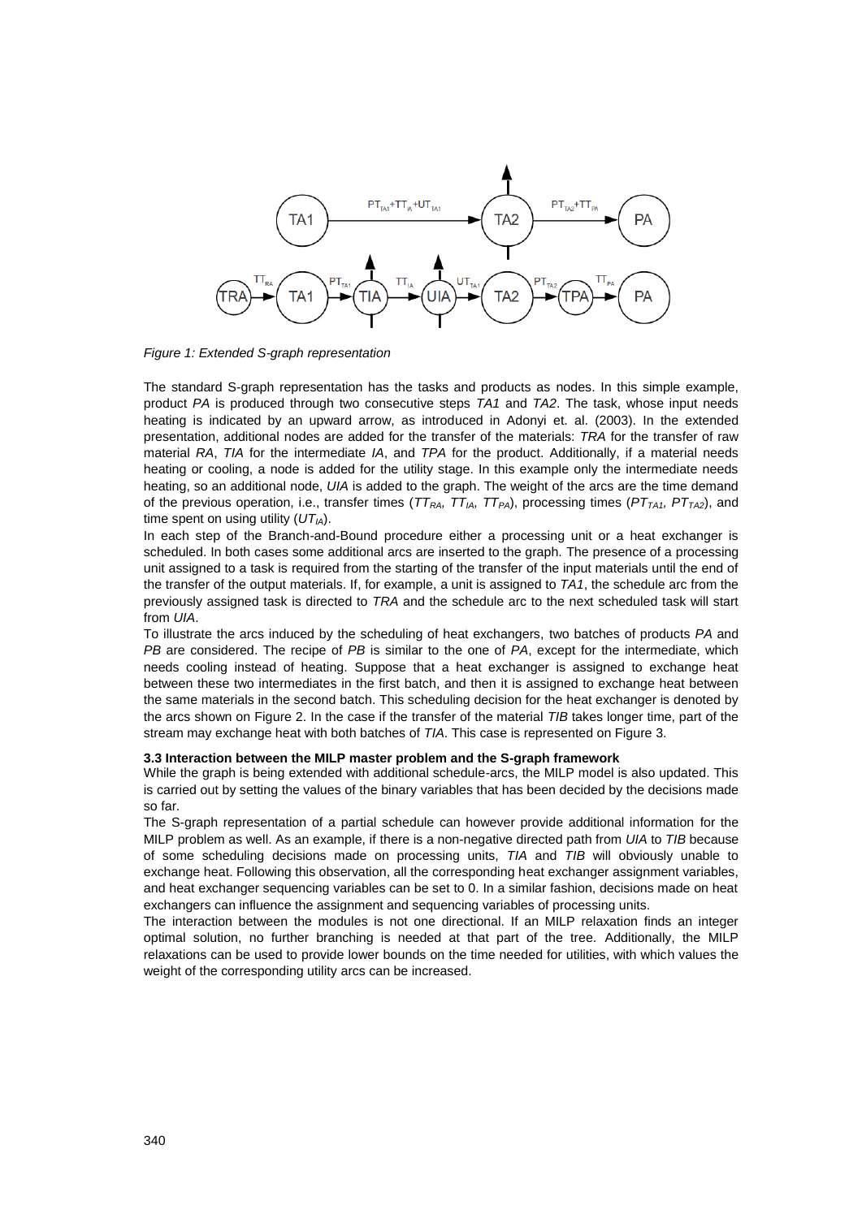*Figure 1: Extended S-graph representation*

The standard S-graph representation has the tasks and products as nodes. In this simple example, product *PA* is produced through two consecutive steps *TA1* and *TA2*. The task, whose input needs heating is indicated by an upward arrow, as introduced in Adonyi et. al. (2003). In the extended presentation, additional nodes are added for the transfer of the materials: *TRA* for the transfer of raw material *RA*, *TIA* for the intermediate *IA*, and *TPA* for the product. Additionally, if a material needs heating or cooling, a node is added for the utility stage. In this example only the intermediate needs heating, so an additional node, *UIA* is added to the graph. The weight of the arcs are the time demand of the previous operation, i.e., transfer times ($TT_{RA}$, $TT_{IA}$, $TT_{PA}$), processing times ($PT_{TA1}$, $PT_{TA2}$), and time spent on using utility ($UT_{IA}$).

In each step of the Branch-and-Bound procedure either a processing unit or a heat exchanger is scheduled. In both cases some additional arcs are inserted to the graph. The presence of a processing unit assigned to a task is required from the starting of the transfer of the input materials until the end of the transfer of the output materials. If, for example, a unit is assigned to *TA1*, the schedule arc from the previously assigned task is directed to *TRA* and the schedule arc to the next scheduled task will start from *UIA*.

To illustrate the arcs induced by the scheduling of heat exchangers, two batches of products *PA* and *PB* are considered. The recipe of *PB* is similar to the one of *PA*, except for the intermediate, which needs cooling instead of heating. Suppose that a heat exchanger is assigned to exchange heat between these two intermediates in the first batch, and then it is assigned to exchange heat between the same materials in the second batch. This scheduling decision for the heat exchanger is denoted by the arcs shown on Figure 2. In the case if the transfer of the material *TIB* takes longer time, part of the stream may exchange heat with both batches of *TIA*. This case is represented on Figure 3.

### 3.3 Interaction between the MILP master problem and the S-graph framework

While the graph is being extended with additional schedule-arcs, the MILP model is also updated. This is carried out by setting the values of the binary variables that has been decided by the decisions made so far.

The S-graph representation of a partial schedule can however provide additional information for the MILP problem as well. As an example, if there is a non-negative directed path from *UIA* to *TIB* because of some scheduling decisions made on processing units, *TIA* and *TIB* will obviously unable to exchange heat. Following this observation, all the corresponding heat exchanger assignment variables, and heat exchanger sequencing variables can be set to 0. In a similar fashion, decisions made on heat exchangers can influence the assignment and sequencing variables of processing units.

The interaction between the modules is not one directional. If an MILP relaxation finds an integer optimal solution, no further branching is needed at that part of the tree. Additionally, the MILP relaxations can be used to provide lower bounds on the time needed for utilities, with which values the weight of the corresponding utility arcs can be increased.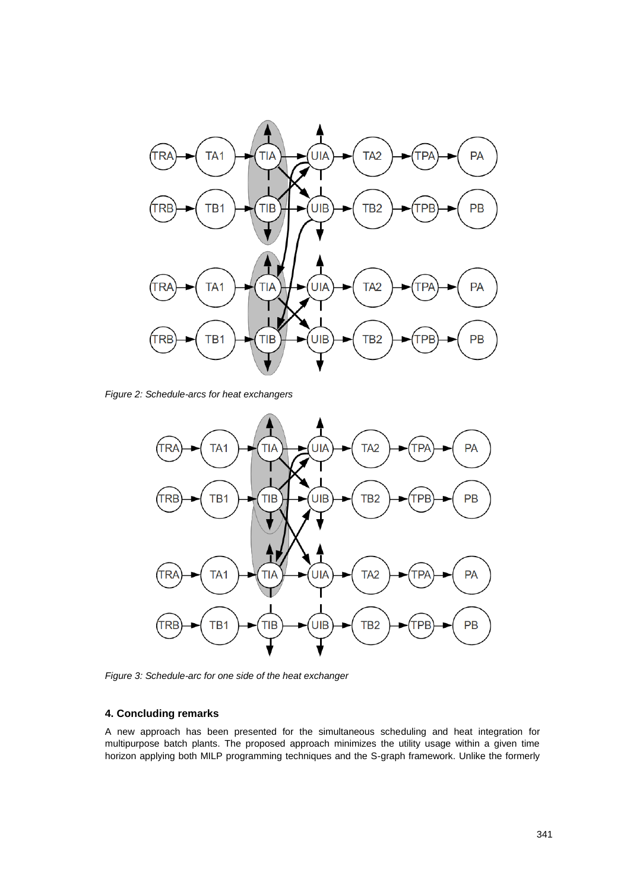Figure 2: Schedule-arcs for heat exchangers

Figure 3: Schedule-arc for one side of the heat exchanger

### 4. Concluding remarks

A new approach has been presented for the simultaneous scheduling and heat integration for multipurpose batch plants. The proposed approach minimizes the utility usage within a given time horizon applying both MILP programming techniques and the S-graph framework. Unlike the formerly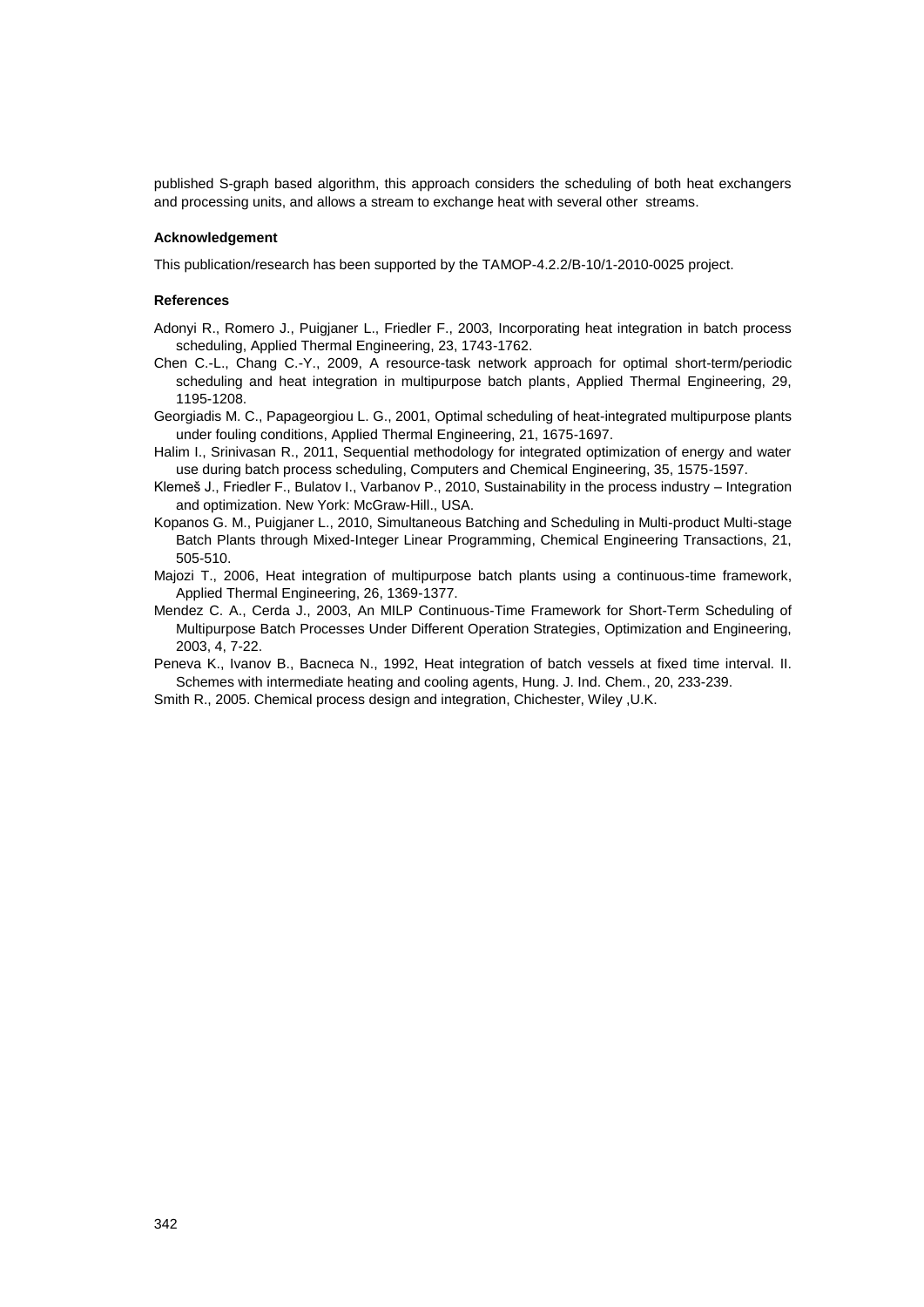published S-graph based algorithm, this approach considers the scheduling of both heat exchangers and processing units, and allows a stream to exchange heat with several other streams.

### Acknowledgement

This publication/research has been supported by the TAMOP-4.2.2/B-10/1-2010-0025 project.

### References

Adonyi R., Romero J., Puigjaner L., Friedler F., 2003, Incorporating heat integration in batch process scheduling, Applied Thermal Engineering, 23, 1743-1762.

Chen C.-L., Chang C.-Y., 2009, A resource-task network approach for optimal short-term/periodic scheduling and heat integration in multipurpose batch plants, Applied Thermal Engineering, 29, 1195-1208.

Georgiadis M. C., Papageorgiou L. G., 2001, Optimal scheduling of heat-integrated multipurpose plants under fouling conditions, Applied Thermal Engineering, 21, 1675-1697.

Halim I., Srinivasan R., 2011, Sequential methodology for integrated optimization of energy and water use during batch process scheduling, Computers and Chemical Engineering, 35, 1575-1597.

Klemeš J., Friedler F., Bulatov I., Varbanov P., 2010, Sustainability in the process industry – Integration and optimization. New York: McGraw-Hill., USA.

Kopanos G. M., Puigjaner L., 2010, Simultaneous Batching and Scheduling in Multi-product Multi-stage Batch Plants through Mixed-Integer Linear Programming, Chemical Engineering Transactions, 21, 505-510.

Majozi T., 2006, Heat integration of multipurpose batch plants using a continuous-time framework, Applied Thermal Engineering, 26, 1369-1377.

Mendez C. A., Cerda J., 2003, An MILP Continuous-Time Framework for Short-Term Scheduling of Multipurpose Batch Processes Under Different Operation Strategies, Optimization and Engineering, 2003, 4, 7-22.

Peneva K., Ivanov B., Bacneca N., 1992, Heat integration of batch vessels at fixed time interval. II. Schemes with intermediate heating and cooling agents, Hung. J. Ind. Chem., 20, 233-239.

Smith R., 2005. Chemical process design and integration, Chichester, Wiley ,U.K.